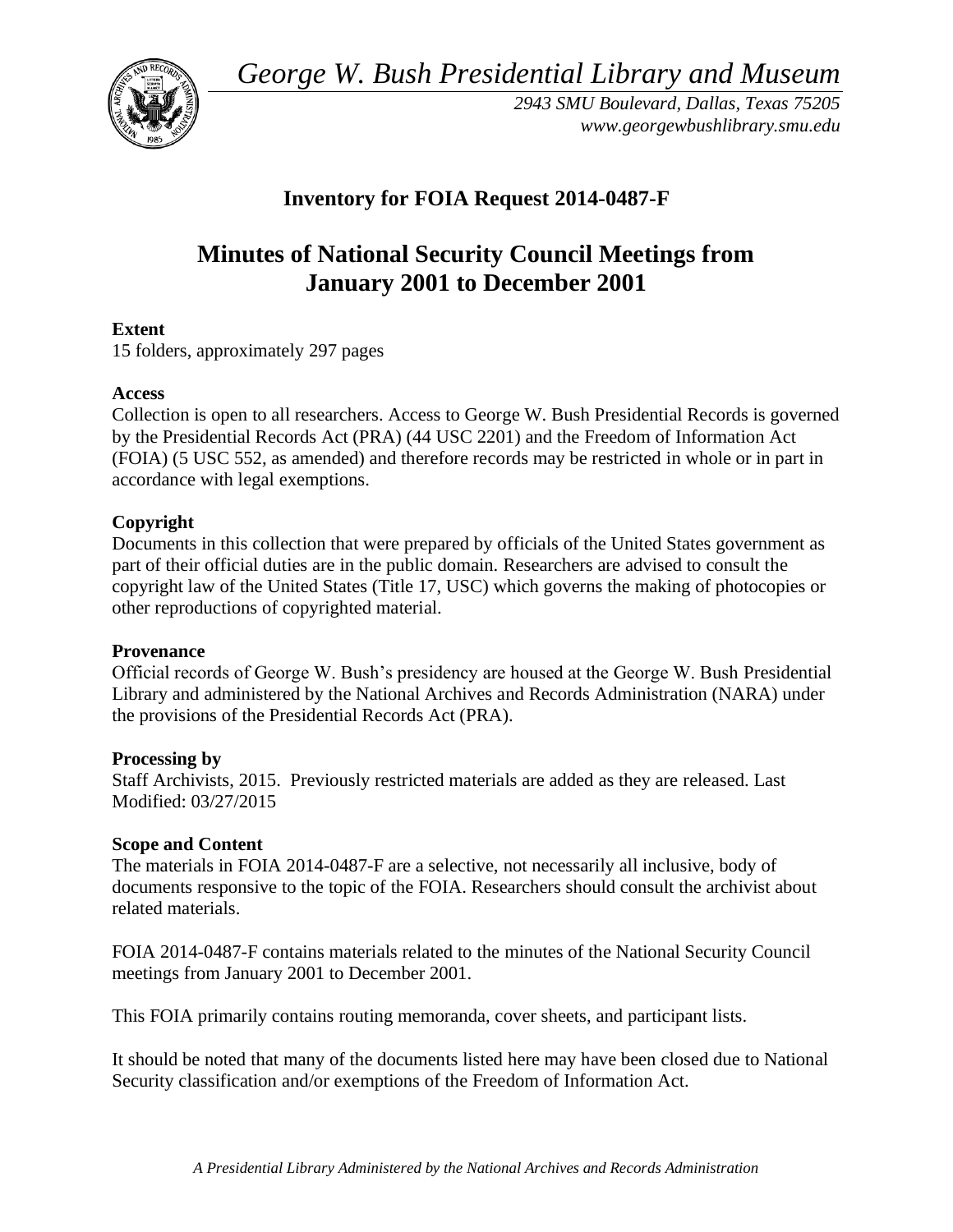*George W. Bush Presidential Library and Museum*

*2943 SMU Boulevard, Dallas, Texas 75205*
*www.georgewbushlibrary.smu.edu*

# Inventory for FOIA Request 2014-0487-F

# Minutes of National Security Council Meetings from January 2001 to December 2001

**Extent**
15 folders, approximately 297 pages

**Access**
Collection is open to all researchers. Access to George W. Bush Presidential Records is governed by the Presidential Records Act (PRA) (44 USC 2201) and the Freedom of Information Act (FOIA) (5 USC 552, as amended) and therefore records may be restricted in whole or in part in accordance with legal exemptions.

**Copyright**
Documents in this collection that were prepared by officials of the United States government as part of their official duties are in the public domain. Researchers are advised to consult the copyright law of the United States (Title 17, USC) which governs the making of photocopies or other reproductions of copyrighted material.

**Provenance**
Official records of George W. Bush's presidency are housed at the George W. Bush Presidential Library and administered by the National Archives and Records Administration (NARA) under the provisions of the Presidential Records Act (PRA).

**Processing by**
Staff Archivists, 2015. Previously restricted materials are added as they are released. Last Modified: 03/27/2015

**Scope and Content**
The materials in FOIA 2014-0487-F are a selective, not necessarily all inclusive, body of documents responsive to the topic of the FOIA. Researchers should consult the archivist about related materials.

FOIA 2014-0487-F contains materials related to the minutes of the National Security Council meetings from January 2001 to December 2001.

This FOIA primarily contains routing memoranda, cover sheets, and participant lists.

It should be noted that many of the documents listed here may have been closed due to National Security classification and/or exemptions of the Freedom of Information Act.

*A Presidential Library Administered by the National Archives and Records Administration*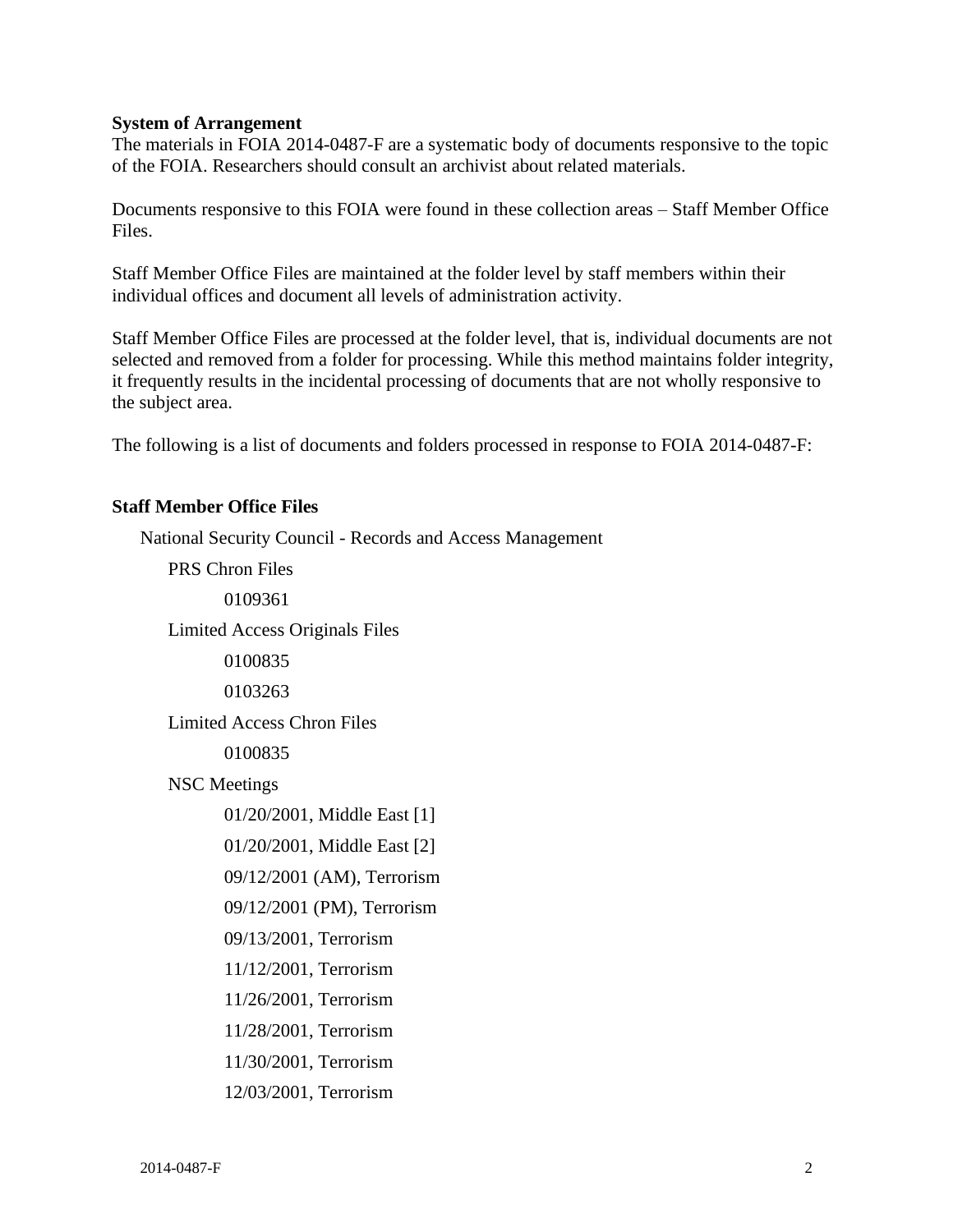**System of Arrangement**

The materials in FOIA 2014-0487-F are a systematic body of documents responsive to the topic of the FOIA. Researchers should consult an archivist about related materials.

Documents responsive to this FOIA were found in these collection areas – Staff Member Office Files.

Staff Member Office Files are maintained at the folder level by staff members within their individual offices and document all levels of administration activity.

Staff Member Office Files are processed at the folder level, that is, individual documents are not selected and removed from a folder for processing. While this method maintains folder integrity, it frequently results in the incidental processing of documents that are not wholly responsive to the subject area.

The following is a list of documents and folders processed in response to FOIA 2014-0487-F:

**Staff Member Office Files**

- National Security Council - Records and Access Management
  - PRS Chron Files
    - 0109361
  - Limited Access Originals Files
    - 0100835
    - 0103263
  - Limited Access Chron Files
    - 0100835
  - NSC Meetings
    - 01/20/2001, Middle East [1]
    - 01/20/2001, Middle East [2]
    - 09/12/2001 (AM), Terrorism
    - 09/12/2001 (PM), Terrorism
    - 09/13/2001, Terrorism
    - 11/12/2001, Terrorism
    - 11/26/2001, Terrorism
    - 11/28/2001, Terrorism
    - 11/30/2001, Terrorism
    - 12/03/2001, Terrorism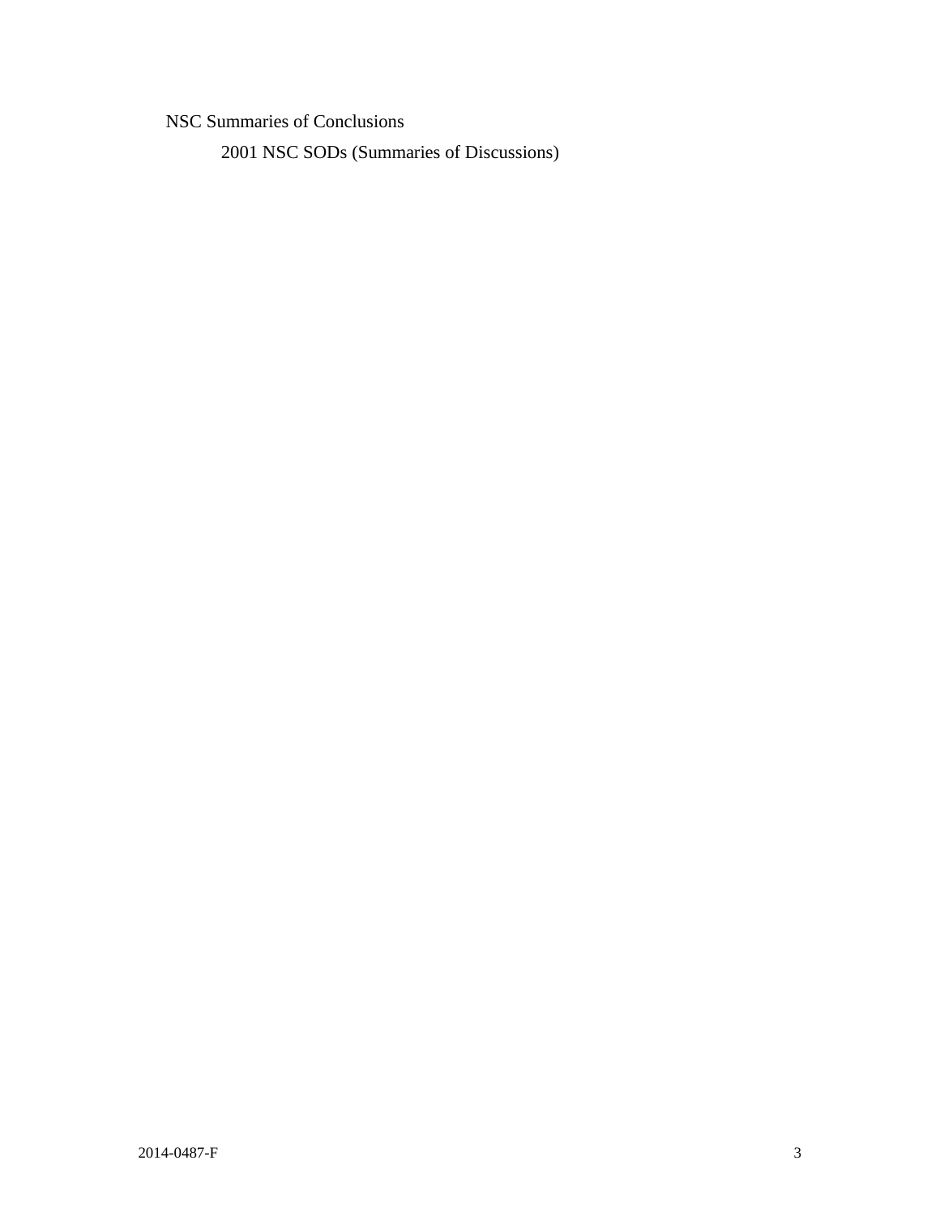NSC Summaries of Conclusions

2001 NSC SODs (Summaries of Discussions)